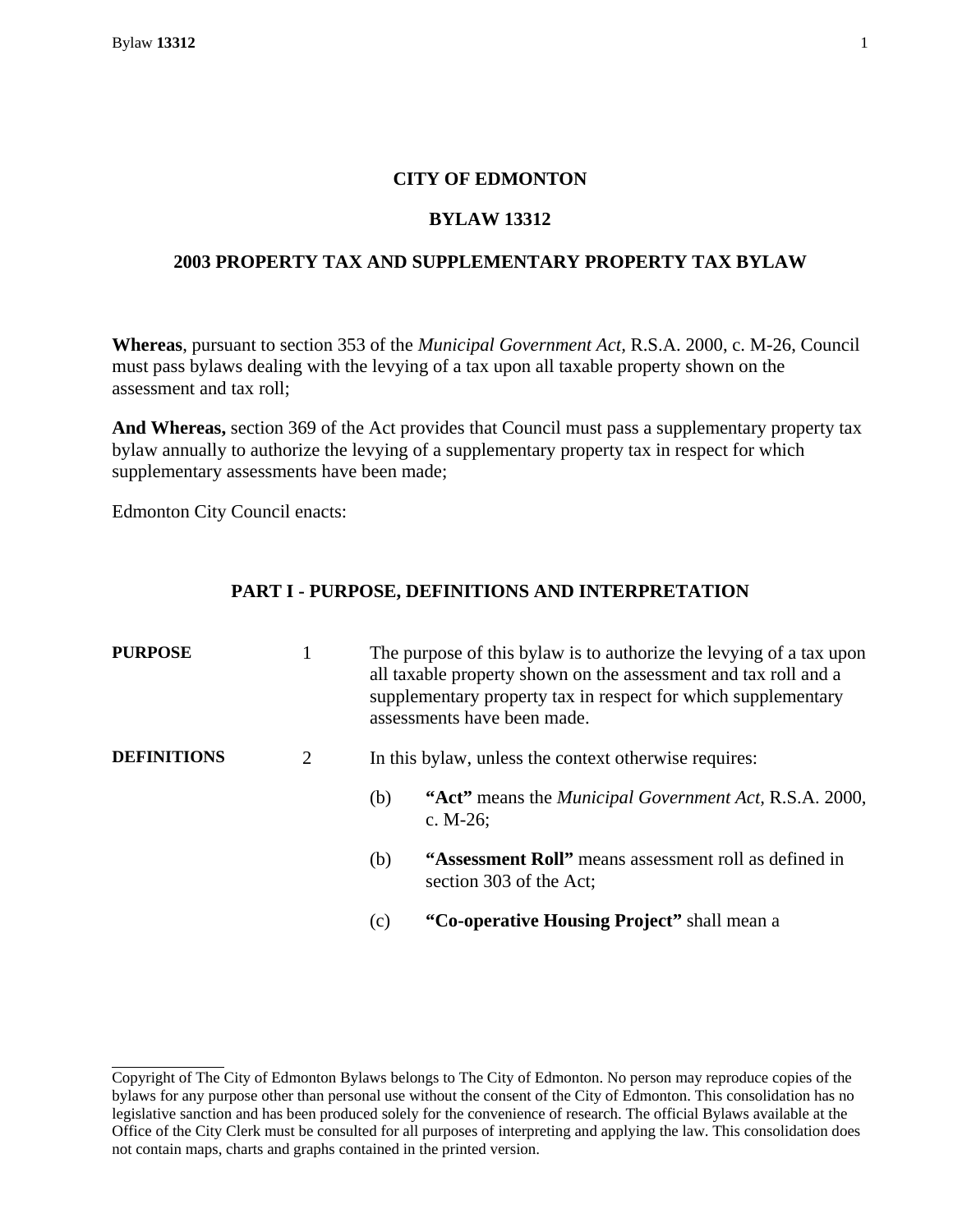# CITY OF EDMONTON

## BYLAW 13312

## 2003 PROPERTY TAX AND SUPPLEMENTARY PROPERTY TAX BYLAW

**Whereas**, pursuant to section 353 of the *Municipal Government Act*, R.S.A. 2000, c. M-26, Council must pass bylaws dealing with the levying of a tax upon all taxable property shown on the assessment and tax roll;

**And Whereas,** section 369 of the Act provides that Council must pass a supplementary property tax bylaw annually to authorize the levying of a supplementary property tax in respect for which supplementary assessments have been made;

Edmonton City Council enacts:

### PART I - PURPOSE, DEFINITIONS AND INTERPRETATION

**PURPOSE**

1 The purpose of this bylaw is to authorize the levying of a tax upon all taxable property shown on the assessment and tax roll and a supplementary property tax in respect for which supplementary assessments have been made.

**DEFINITIONS**

2 In this bylaw, unless the context otherwise requires:

(b) **"Act"** means the *Municipal Government Act*, R.S.A. 2000, c. M-26;

(b) **"Assessment Roll"** means assessment roll as defined in section 303 of the Act;

(c) **"Co-operative Housing Project"** shall mean a

---

Copyright of The City of Edmonton Bylaws belongs to The City of Edmonton. No person may reproduce copies of the bylaws for any purpose other than personal use without the consent of the City of Edmonton. This consolidation has no legislative sanction and has been produced solely for the convenience of research. The official Bylaws available at the Office of the City Clerk must be consulted for all purposes of interpreting and applying the law. This consolidation does not contain maps, charts and graphs contained in the printed version.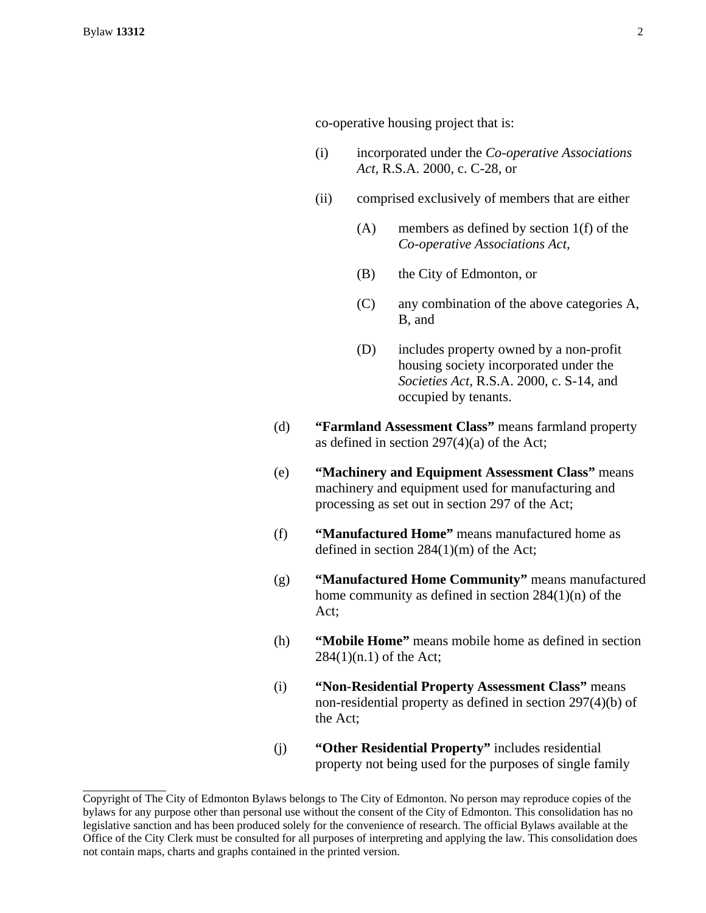co-operative housing project that is:

- (i) incorporated under the *Co-operative Associations Act*, R.S.A. 2000, c. C-28, or

- (ii) comprised exclusively of members that are either

  - (A) members as defined by section 1(f) of the *Co-operative Associations Act,*

  - (B) the City of Edmonton, or

  - (C) any combination of the above categories A, B, and

  - (D) includes property owned by a non-profit housing society incorporated under the *Societies Act*, R.S.A. 2000, c. S-14, and occupied by tenants.

(d) **“Farmland Assessment Class”** means farmland property as defined in section 297(4)(a) of the Act;

(e) **“Machinery and Equipment Assessment Class”** means machinery and equipment used for manufacturing and processing as set out in section 297 of the Act;

(f) **“Manufactured Home”** means manufactured home as defined in section 284(1)(m) of the Act;

(g) **“Manufactured Home Community”** means manufactured home community as defined in section 284(1)(n) of the Act;

(h) **“Mobile Home”** means mobile home as defined in section 284(1)(n.1) of the Act;

(i) **“Non-Residential Property Assessment Class”** means non-residential property as defined in section 297(4)(b) of the Act;

(j) **“Other Residential Property”** includes residential property not being used for the purposes of single family

---

Copyright of The City of Edmonton Bylaws belongs to The City of Edmonton. No person may reproduce copies of the bylaws for any purpose other than personal use without the consent of the City of Edmonton. This consolidation has no legislative sanction and has been produced solely for the convenience of research. The official Bylaws available at the Office of the City Clerk must be consulted for all purposes of interpreting and applying the law. This consolidation does not contain maps, charts and graphs contained in the printed version.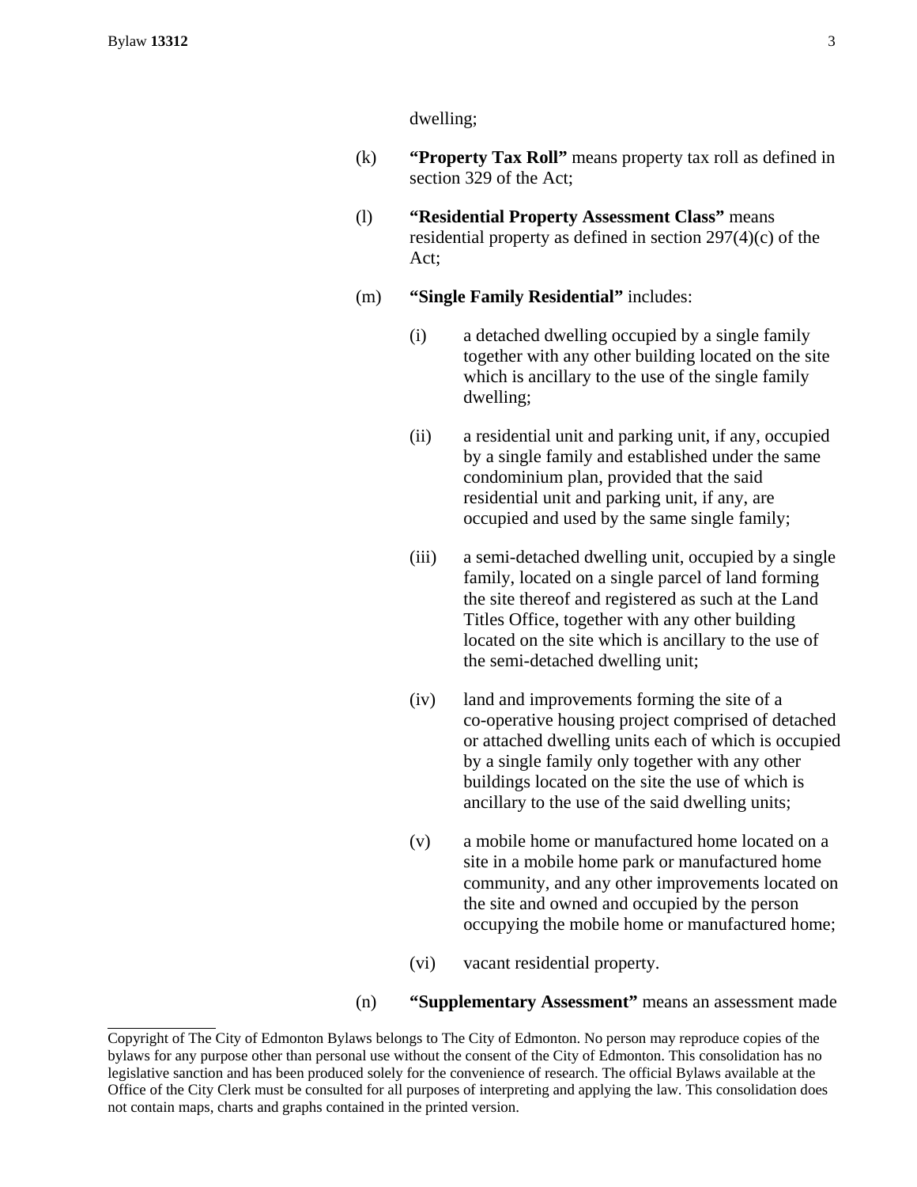dwelling;

(k) **"Property Tax Roll"** means property tax roll as defined in section 329 of the Act;

(l) **"Residential Property Assessment Class"** means residential property as defined in section 297(4)(c) of the Act;

(m) **"Single Family Residential"** includes:

   (i) a detached dwelling occupied by a single family together with any other building located on the site which is ancillary to the use of the single family dwelling;

   (ii) a residential unit and parking unit, if any, occupied by a single family and established under the same condominium plan, provided that the said residential unit and parking unit, if any, are occupied and used by the same single family;

   (iii) a semi-detached dwelling unit, occupied by a single family, located on a single parcel of land forming the site thereof and registered as such at the Land Titles Office, together with any other building located on the site which is ancillary to the use of the semi-detached dwelling unit;

   (iv) land and improvements forming the site of a co-operative housing project comprised of detached or attached dwelling units each of which is occupied by a single family only together with any other buildings located on the site the use of which is ancillary to the use of the said dwelling units;

   (v) a mobile home or manufactured home located on a site in a mobile home park or manufactured home community, and any other improvements located on the site and owned and occupied by the person occupying the mobile home or manufactured home;

   (vi) vacant residential property.

(n) **"Supplementary Assessment"** means an assessment made

Copyright of The City of Edmonton Bylaws belongs to The City of Edmonton. No person may reproduce copies of the bylaws for any purpose other than personal use without the consent of the City of Edmonton. This consolidation has no legislative sanction and has been produced solely for the convenience of research. The official Bylaws available at the Office of the City Clerk must be consulted for all purposes of interpreting and applying the law. This consolidation does not contain maps, charts and graphs contained in the printed version.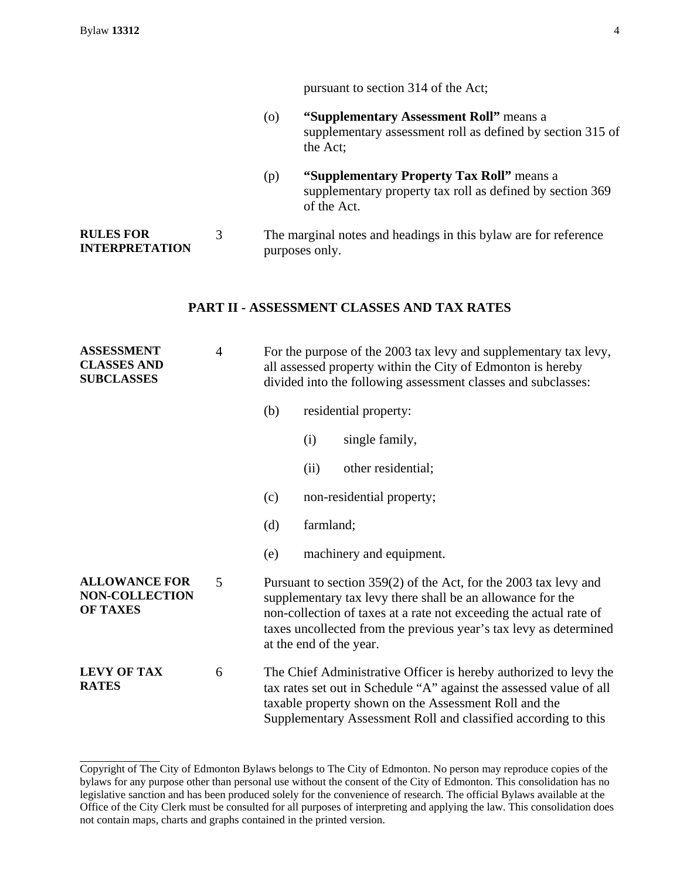pursuant to section 314 of the Act;

(o) **"Supplementary Assessment Roll"** means a supplementary assessment roll as defined by section 315 of the Act;

(p) **"Supplementary Property Tax Roll"** means a supplementary property tax roll as defined by section 369 of the Act.

**RULES FOR INTERPRETATION**

3 The marginal notes and headings in this bylaw are for reference purposes only.

## PART II - ASSESSMENT CLASSES AND TAX RATES

**ASSESSMENT CLASSES AND SUBCLASSES**

4 For the purpose of the 2003 tax levy and supplementary tax levy, all assessed property within the City of Edmonton is hereby divided into the following assessment classes and subclasses:

(b) residential property:

(i) single family,

(ii) other residential;

(c) non-residential property;

(d) farmland;

(e) machinery and equipment.

**ALLOWANCE FOR NON-COLLECTION OF TAXES**

5 Pursuant to section 359(2) of the Act, for the 2003 tax levy and supplementary tax levy there shall be an allowance for the non-collection of taxes at a rate not exceeding the actual rate of taxes uncollected from the previous year's tax levy as determined at the end of the year.

**LEVY OF TAX RATES**

6 The Chief Administrative Officer is hereby authorized to levy the tax rates set out in Schedule "A" against the assessed value of all taxable property shown on the Assessment Roll and the Supplementary Assessment Roll and classified according to this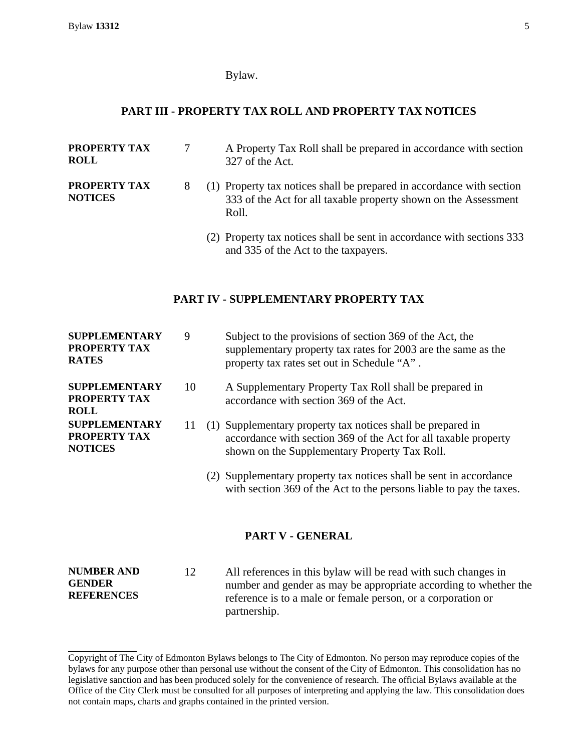Bylaw.

## PART III - PROPERTY TAX ROLL AND PROPERTY TAX NOTICES

**PROPERTY TAX ROLL**

7 A Property Tax Roll shall be prepared in accordance with section 327 of the Act.

**PROPERTY TAX NOTICES**

8 (1) Property tax notices shall be prepared in accordance with section 333 of the Act for all taxable property shown on the Assessment Roll.

(2) Property tax notices shall be sent in accordance with sections 333 and 335 of the Act to the taxpayers.

## PART IV - SUPPLEMENTARY PROPERTY TAX

**SUPPLEMENTARY PROPERTY TAX RATES**

9 Subject to the provisions of section 369 of the Act, the supplementary property tax rates for 2003 are the same as the property tax rates set out in Schedule "A" .

**SUPPLEMENTARY PROPERTY TAX ROLL**

10 A Supplementary Property Tax Roll shall be prepared in accordance with section 369 of the Act.

**SUPPLEMENTARY PROPERTY TAX NOTICES**

11 (1) Supplementary property tax notices shall be prepared in accordance with section 369 of the Act for all taxable property shown on the Supplementary Property Tax Roll.

(2) Supplementary property tax notices shall be sent in accordance with section 369 of the Act to the persons liable to pay the taxes.

## PART V - GENERAL

**NUMBER AND GENDER REFERENCES**

12 All references in this bylaw will be read with such changes in number and gender as may be appropriate according to whether the reference is to a male or female person, or a corporation or partnership.

---

Copyright of The City of Edmonton Bylaws belongs to The City of Edmonton. No person may reproduce copies of the bylaws for any purpose other than personal use without the consent of the City of Edmonton. This consolidation has no legislative sanction and has been produced solely for the convenience of research. The official Bylaws available at the Office of the City Clerk must be consulted for all purposes of interpreting and applying the law. This consolidation does not contain maps, charts and graphs contained in the printed version.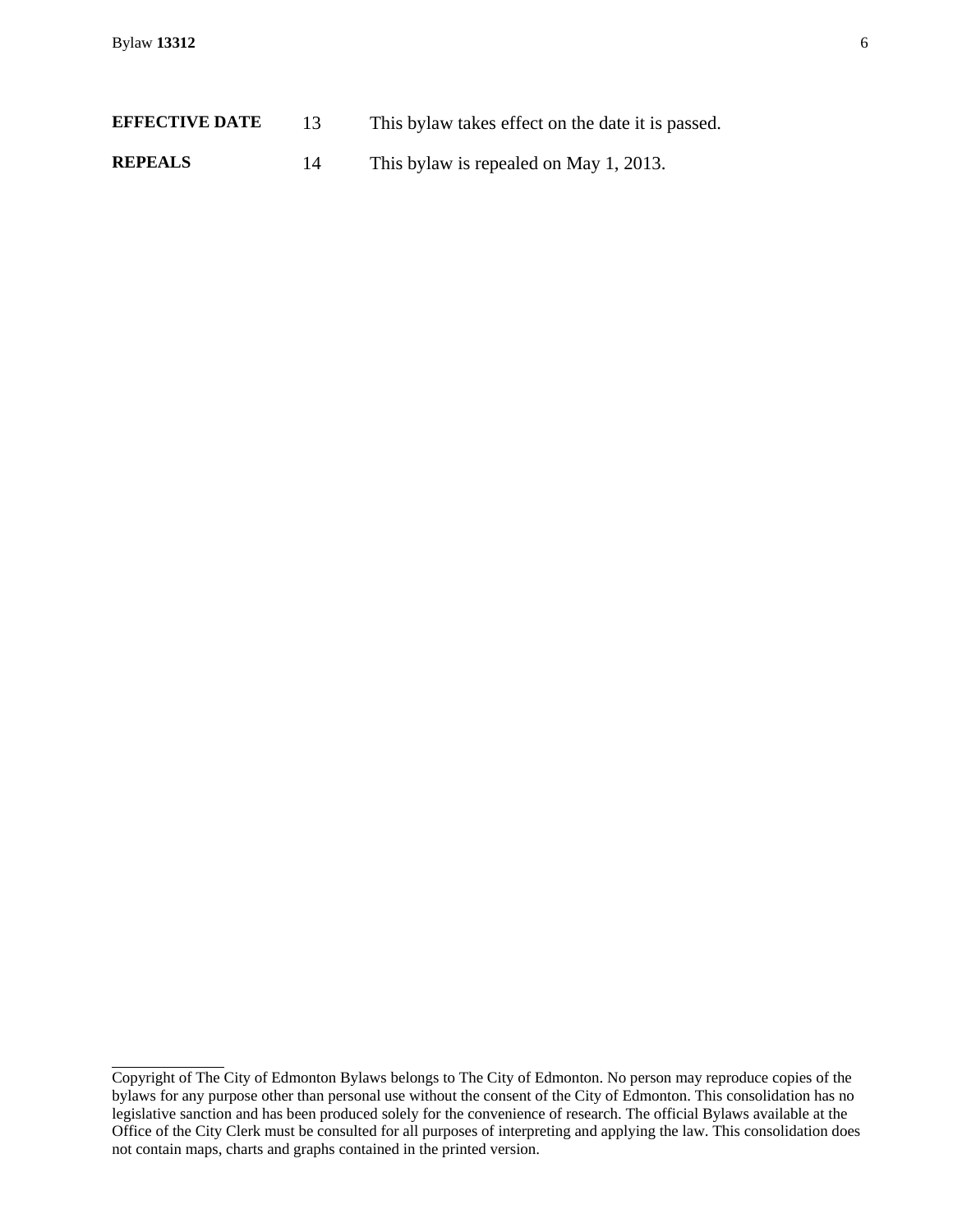**EFFECTIVE DATE** 13 This bylaw takes effect on the date it is passed.

**REPEALS** 14 This bylaw is repealed on May 1, 2013.

Copyright of The City of Edmonton Bylaws belongs to The City of Edmonton. No person may reproduce copies of the bylaws for any purpose other than personal use without the consent of the City of Edmonton. This consolidation has no legislative sanction and has been produced solely for the convenience of research. The official Bylaws available at the Office of the City Clerk must be consulted for all purposes of interpreting and applying the law. This consolidation does not contain maps, charts and graphs contained in the printed version.